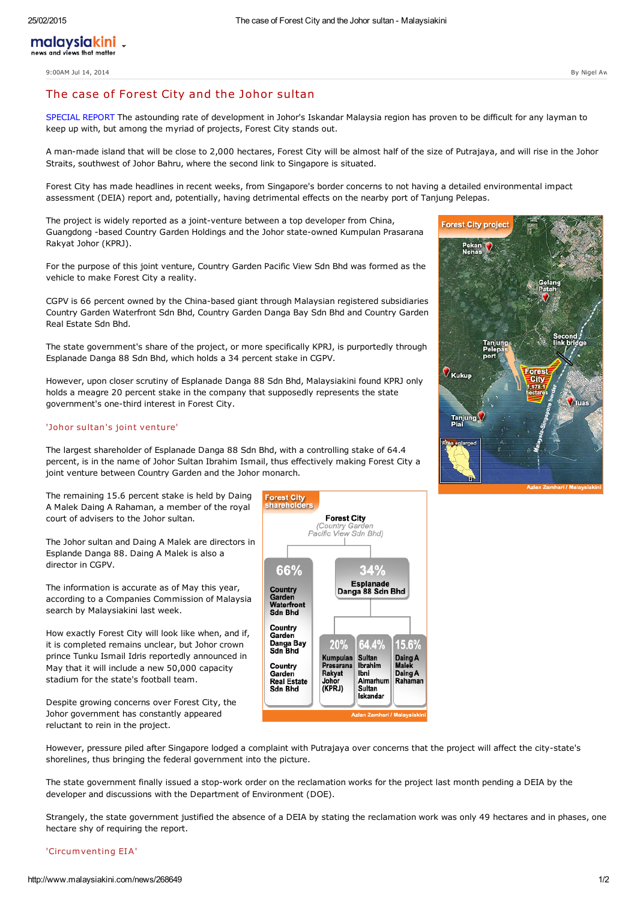9:00AM Jul 14, 2014

By Nigel Aw

# The case of Forest City and the Johor sultan

SPECIAL REPORT The astounding rate of development in Johor's Iskandar Malaysia region has proven to be difficult for any layman to keep up with, but among the myriad of projects, Forest City stands out.

A man-made island that will be close to 2,000 hectares, Forest City will be almost half of the size of Putrajaya, and will rise in the Johor Straits, southwest of Johor Bahru, where the second link to Singapore is situated.

Forest City has made headlines in recent weeks, from Singapore's border concerns to not having a detailed environmental impact assessment (DEIA) report and, potentially, having detrimental effects on the nearby port of Tanjung Pelepas.

The project is widely reported as a joint-venture between a top developer from China, Guangdong -based Country Garden Holdings and the Johor state-owned Kumpulan Prasarana Rakyat Johor (KPRJ).

For the purpose of this joint venture, Country Garden Pacific View Sdn Bhd was formed as the vehicle to make Forest City a reality.

CGPV is 66 percent owned by the China-based giant through Malaysian registered subsidiaries Country Garden Waterfront Sdn Bhd, Country Garden Danga Bay Sdn Bhd and Country Garden Real Estate Sdn Bhd.

The state government's share of the project, or more specifically KPRJ, is purportedly through Esplanade Danga 88 Sdn Bhd, which holds a 34 percent stake in CGPV.

However, upon closer scrutiny of Esplanade Danga 88 Sdn Bhd, Malaysiakini found KPRJ only holds a meagre 20 percent stake in the company that supposedly represents the state government's one-third interest in Forest City.

## 'Johor sultan's joint venture'

The largest shareholder of Esplanade Danga 88 Sdn Bhd, with a controlling stake of 64.4 percent, is in the name of Johor Sultan Ibrahim Ismail, thus effectively making Forest City a joint venture between Country Garden and the Johor monarch.

The remaining 15.6 percent stake is held by Daing A Malek Daing A Rahaman, a member of the royal court of advisers to the Johor sultan.

The Johor sultan and Daing A Malek are directors in Esplanade Danga 88. Daing A Malek is also a director in CGPV.

The information is accurate as of May this year, according to a Companies Commission of Malaysia search by Malaysiakini last week.

How exactly Forest City will look like when, and if, it is completed remains unclear, but Johor crown prince Tunku Ismail Idris reportedly announced in May that it will include a new 50,000 capacity stadium for the state's football team.

Despite growing concerns over Forest City, the Johor government has constantly appeared reluctant to rein in the project.

However, pressure piled after Singapore lodged a complaint with Putrajaya over concerns that the project will affect the city-state's shorelines, thus bringing the federal government into the picture.

The state government finally issued a stop-work order on the reclamation works for the project last month pending a DEIA by the developer and discussions with the Department of Environment (DOE).

Strangely, the state government justified the absence of a DEIA by stating the reclamation work was only 49 hectares and in phases, one hectare shy of requiring the report.

## 'Circumventing EIA'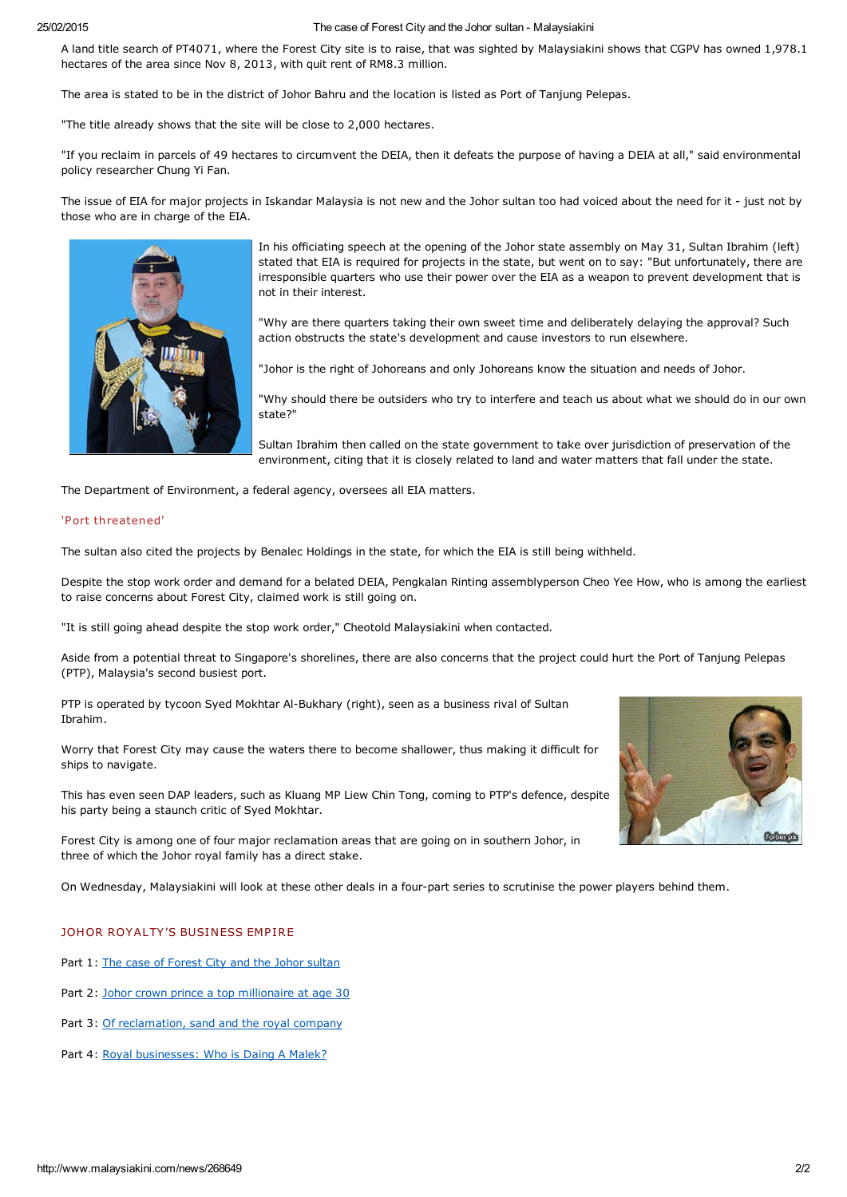A land title search of PT4071, where the Forest City site is to raise, that was sighted by Malaysiakini shows that CGPV has owned 1,978.1 hectares of the area since Nov 8, 2013, with quit rent of RM8.3 million.

The area is stated to be in the district of Johor Bahru and the location is listed as Port of Tanjung Pelepas.

"The title already shows that the site will be close to 2,000 hectares.

"If you reclaim in parcels of 49 hectares to circumvent the DEIA, then it defeats the purpose of having a DEIA at all," said environmental policy researcher Chung Yi Fan.

The issue of EIA for major projects in Iskandar Malaysia is not new and the Johor sultan too had voiced about the need for it - just not by those who are in charge of the EIA.

In his officiating speech at the opening of the Johor state assembly on May 31, Sultan Ibrahim (left) stated that EIA is required for projects in the state, but went on to say: "But unfortunately, there are irresponsible quarters who use their power over the EIA as a weapon to prevent development that is not in their interest.

"Why are there quarters taking their own sweet time and deliberately delaying the approval? Such action obstructs the state's development and cause investors to run elsewhere.

"Johor is the right of Johoreans and only Johoreans know the situation and needs of Johor.

"Why should there be outsiders who try to interfere and teach us about what we should do in our own state?"

Sultan Ibrahim then called on the state government to take over jurisdiction of preservation of the environment, citing that it is closely related to land and water matters that fall under the state.

The Department of Environment, a federal agency, oversees all EIA matters.

## 'Port threatened'

The sultan also cited the projects by Benalec Holdings in the state, for which the EIA is still being withheld.

Despite the stop work order and demand for a belated DEIA, Pengkalan Rinting assemblyperson Cheo Yee How, who is among the earliest to raise concerns about Forest City, claimed work is still going on.

"It is still going ahead despite the stop work order," Cheotold Malaysiakini when contacted.

Aside from a potential threat to Singapore's shorelines, there are also concerns that the project could hurt the Port of Tanjung Pelepas (PTP), Malaysia's second busiest port.

PTP is operated by tycoon Syed Mokhtar Al-Bukhary (right), seen as a business rival of Sultan Ibrahim.

Worry that Forest City may cause the waters there to become shallower, thus making it difficult for ships to navigate.

This has even seen DAP leaders, such as Kluang MP Liew Chin Tong, coming to PTP's defence, despite his party being a staunch critic of Syed Mokhtar.

Forest City is among one of four major reclamation areas that are going on in southern Johor, in three of which the Johor royal family has a direct stake.

On Wednesday, Malaysiakini will look at these other deals in a four-part series to scrutinise the power players behind them.

## JOHOR ROYALTY'S BUSINESS EMPIRE

Part 1: The case of Forest City and the Johor sultan

Part 2: Johor crown prince a top millionaire at age 30

Part 3: Of reclamation, sand and the royal company

Part 4: Royal businesses: Who is Daing A Malek?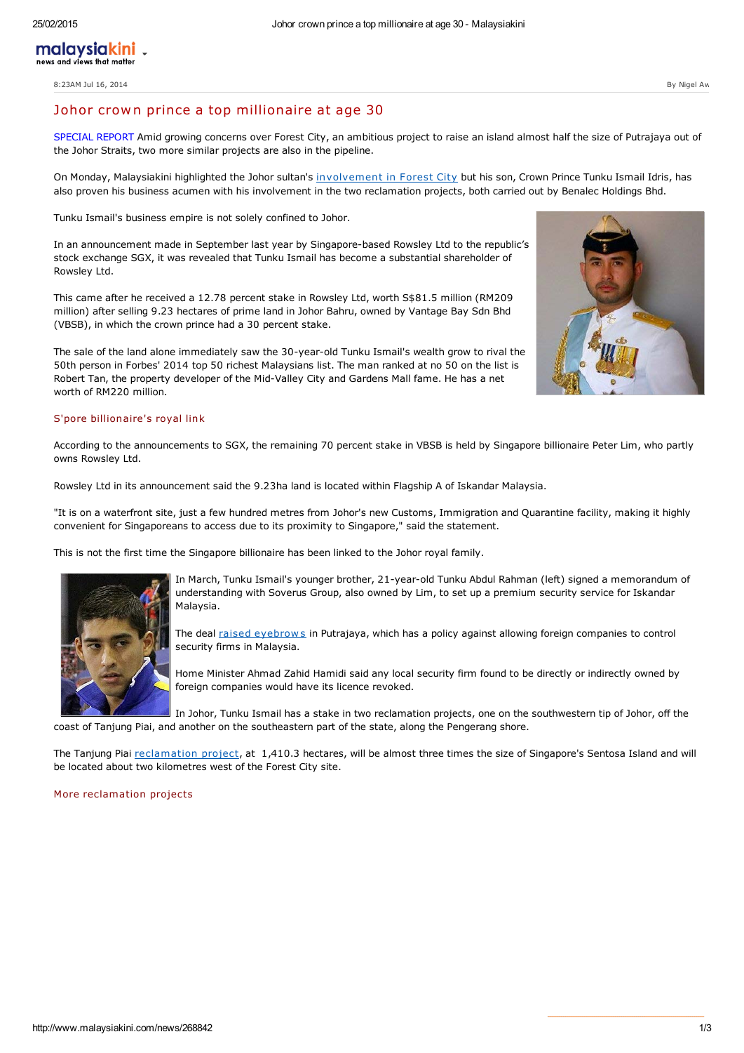malaysiakini
news and views that matter

8:23AM Jul 16, 2014 By Nigel Aw

# Johor crown prince a top millionaire at age 30

SPECIAL REPORT Amid growing concerns over Forest City, an ambitious project to raise an island almost half the size of Putrajaya out of the Johor Straits, two more similar projects are also in the pipeline.

On Monday, Malaysiakini highlighted the Johor sultan's involvement in Forest City but his son, Crown Prince Tunku Ismail Idris, has also proven his business acumen with his involvement in the two reclamation projects, both carried out by Benalec Holdings Bhd.

Tunku Ismail's business empire is not solely confined to Johor.

In an announcement made in September last year by Singapore-based Rowsley Ltd to the republic's stock exchange SGX, it was revealed that Tunku Ismail has become a substantial shareholder of Rowsley Ltd.

This came after he received a 12.78 percent stake in Rowsley Ltd, worth S$81.5 million (RM209 million) after selling 9.23 hectares of prime land in Johor Bahru, owned by Vantage Bay Sdn Bhd (VBSB), in which the crown prince had a 30 percent stake.

The sale of the land alone immediately saw the 30-year-old Tunku Ismail's wealth grow to rival the 50th person in Forbes' 2014 top 50 richest Malaysians list. The man ranked at no 50 on the list is Robert Tan, the property developer of the Mid-Valley City and Gardens Mall fame. He has a net worth of RM220 million.

## S'pore billionaire's royal link

According to the announcements to SGX, the remaining 70 percent stake in VBSB is held by Singapore billionaire Peter Lim, who partly owns Rowsley Ltd.

Rowsley Ltd in its announcement said the 9.23ha land is located within Flagship A of Iskandar Malaysia.

"It is on a waterfront site, just a few hundred metres from Johor's new Customs, Immigration and Quarantine facility, making it highly convenient for Singaporeans to access due to its proximity to Singapore," said the statement.

This is not the first time the Singapore billionaire has been linked to the Johor royal family.

In March, Tunku Ismail's younger brother, 21-year-old Tunku Abdul Rahman (left) signed a memorandum of understanding with Soverus Group, also owned by Lim, to set up a premium security service for Iskandar Malaysia.

The deal raised eyebrows in Putrajaya, which has a policy against allowing foreign companies to control security firms in Malaysia.

Home Minister Ahmad Zahid Hamidi said any local security firm found to be directly or indirectly owned by foreign companies would have its licence revoked.

In Johor, Tunku Ismail has a stake in two reclamation projects, one on the southwestern tip of Johor, off the coast of Tanjung Piai, and another on the southeastern part of the state, along the Pengerang shore.

The Tanjung Piai reclamation project, at 1,410.3 hectares, will be almost three times the size of Singapore's Sentosa Island and will be located about two kilometres west of the Forest City site.

## More reclamation projects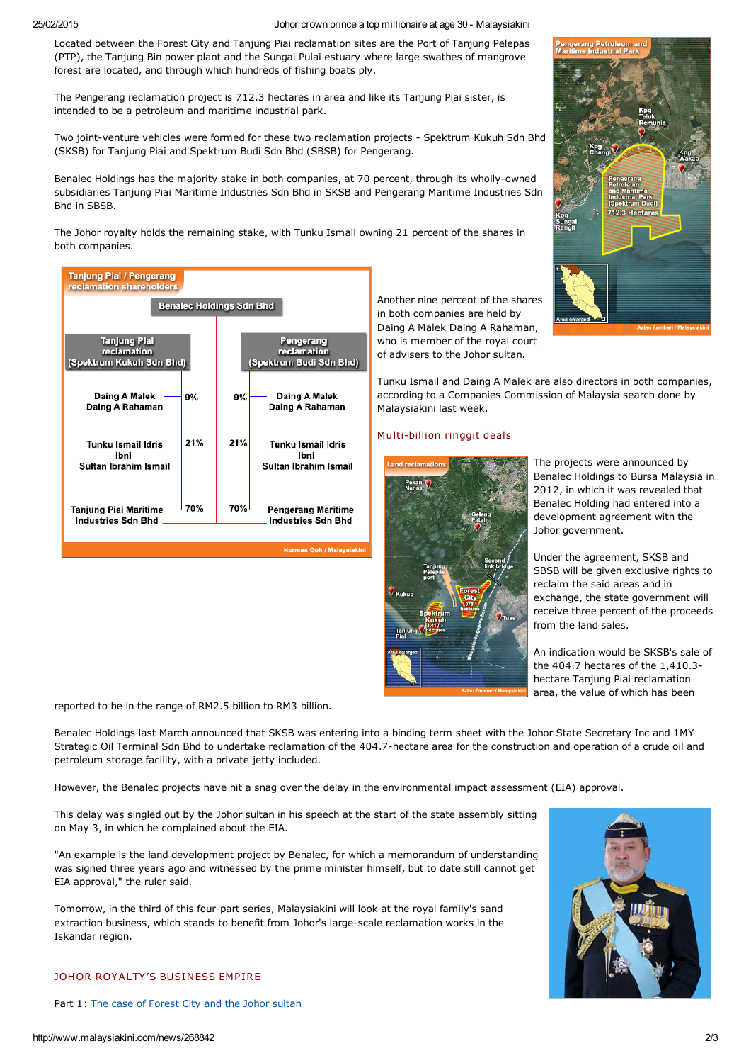Located between the Forest City and Tanjung Piai reclamation sites are the Port of Tanjung Pelepas (PTP), the Tanjung Bin power plant and the Sungai Pulai estuary where large swathes of mangrove forest are located, and through which hundreds of fishing boats ply.

The Pengerang reclamation project is 712.3 hectares in area and like its Tanjung Piai sister, is intended to be a petroleum and maritime industrial park.

Two joint-venture vehicles were formed for these two reclamation projects - Spektrum Kukuh Sdn Bhd (SKSB) for Tanjung Piai and Spektrum Budi Sdn Bhd (SBSB) for Pengerang.

Benalec Holdings has the majority stake in both companies, at 70 percent, through its wholly-owned subsidiaries Tanjung Piai Maritime Industries Sdn Bhd in SKSB and Pengerang Maritime Industries Sdn Bhd in SBSB.

The Johor royalty holds the remaining stake, with Tunku Ismail owning 21 percent of the shares in both companies.

Another nine percent of the shares in both companies are held by Daing A Malek Daing A Rahaman, who is member of the royal court of advisers to the Johor sultan.

Tunku Ismail and Daing A Malek are also directors in both companies, according to a Companies Commission of Malaysia search done by Malaysiakini last week.

## Multi-billion ringgit deals

The projects were announced by Benalec Holdings to Bursa Malaysia in 2012, in which it was revealed that Benalec Holding had entered into a development agreement with the Johor government.

Under the agreement, SKSB and SBSB will be given exclusive rights to reclaim the said areas and in exchange, the state government will receive three percent of the proceeds from the land sales.

An indication would be SKSB's sale of the 404.7 hectares of the 1,410.3-hectare Tanjung Piai reclamation area, the value of which has been reported to be in the range of RM2.5 billion to RM3 billion.

Benalec Holdings last March announced that SKSB was entering into a binding term sheet with the Johor State Secretary Inc and 1MY Strategic Oil Terminal Sdn Bhd to undertake reclamation of the 404.7-hectare area for the construction and operation of a crude oil and petroleum storage facility, with a private jetty included.

However, the Benalec projects have hit a snag over the delay in the environmental impact assessment (EIA) approval.

This delay was singled out by the Johor sultan in his speech at the start of the state assembly sitting on May 3, in which he complained about the EIA.

"An example is the land development project by Benalec, for which a memorandum of understanding was signed three years ago and witnessed by the prime minister himself, but to date still cannot get EIA approval," the ruler said.

Tomorrow, in the third of this four-part series, Malaysiakini will look at the royal family's sand extraction business, which stands to benefit from Johor's large-scale reclamation works in the Iskandar region.

### JOHOR ROYALTY'S BUSINESS EMPIRE

Part 1: [The case of Forest City and the Johor sultan]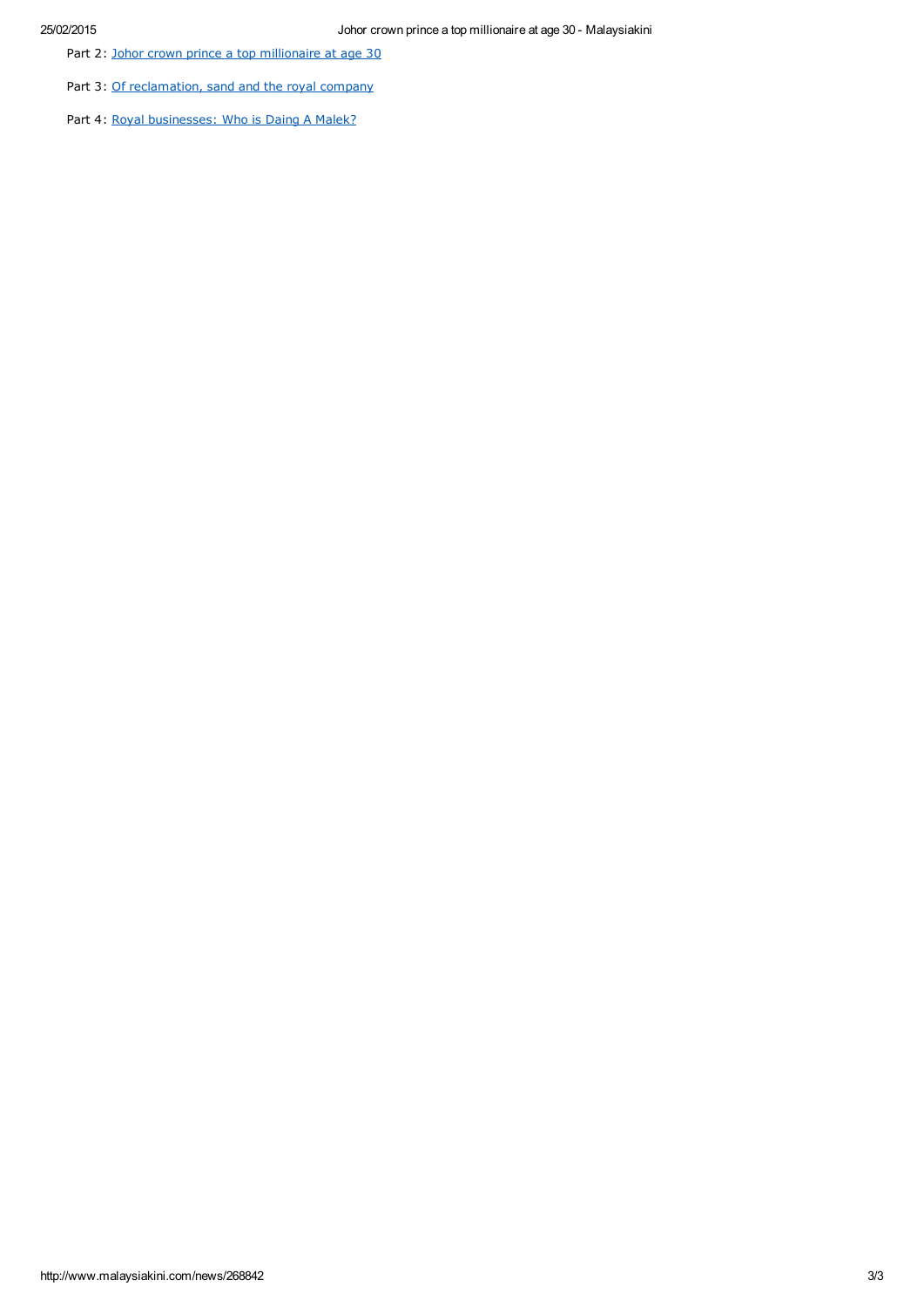- Part 2: Johor crown prince a top millionaire at age 30
- Part 3: Of reclamation, sand and the royal company
- Part 4: Royal businesses: Who is Daing A Malek?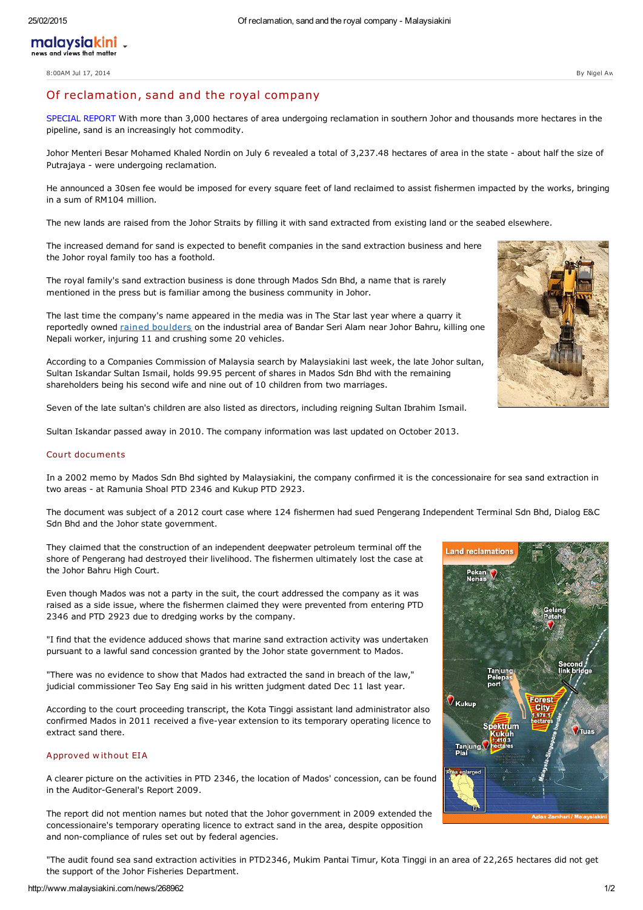malaysiakini
news and views that matter

8:00AM Jul 17, 2014

By Nigel Aw

# Of reclamation, sand and the royal company

SPECIAL REPORT With more than 3,000 hectares of area undergoing reclamation in southern Johor and thousands more hectares in the pipeline, sand is an increasingly hot commodity.

Johor Menteri Besar Mohamed Khaled Nordin on July 6 revealed a total of 3,237.48 hectares of area in the state - about half the size of Putrajaya - were undergoing reclamation.

He announced a 30sen fee would be imposed for every square feet of land reclaimed to assist fishermen impacted by the works, bringing in a sum of RM104 million.

The new lands are raised from the Johor Straits by filling it with sand extracted from existing land or the seabed elsewhere.

The increased demand for sand is expected to benefit companies in the sand extraction business and here the Johor royal family too has a foothold.

The royal family's sand extraction business is done through Mados Sdn Bhd, a name that is rarely mentioned in the press but is familiar among the business community in Johor.

The last time the company's name appeared in the media was in The Star last year where a quarry it reportedly owned rained boulders on the industrial area of Bandar Seri Alam near Johor Bahru, killing one Nepali worker, injuring 11 and crushing some 20 vehicles.

According to a Companies Commission of Malaysia search by Malaysiakini last week, the late Johor sultan, Sultan Iskandar Sultan Ismail, holds 99.95 percent of shares in Mados Sdn Bhd with the remaining shareholders being his second wife and nine out of 10 children from two marriages.

Seven of the late sultan's children are also listed as directors, including reigning Sultan Ibrahim Ismail.

Sultan Iskandar passed away in 2010. The company information was last updated on October 2013.

## Court documents

In a 2002 memo by Mados Sdn Bhd sighted by Malaysiakini, the company confirmed it is the concessionaire for sea sand extraction in two areas - at Ramunia Shoal PTD 2346 and Kukup PTD 2923.

The document was subject of a 2012 court case where 124 fishermen had sued Pengerang Independent Terminal Sdn Bhd, Dialog E&C Sdn Bhd and the Johor state government.

They claimed that the construction of an independent deepwater petroleum terminal off the shore of Pengerang had destroyed their livelihood. The fishermen ultimately lost the case at the Johor Bahru High Court.

Even though Mados was not a party in the suit, the court addressed the company as it was raised as a side issue, where the fishermen claimed they were prevented from entering PTD 2346 and PTD 2923 due to dredging works by the company.

"I find that the evidence adduced shows that marine sand extraction activity was undertaken pursuant to a lawful sand concession granted by the Johor state government to Mados.

"There was no evidence to show that Mados had extracted the sand in breach of the law," judicial commissioner Teo Say Eng said in his written judgment dated Dec 11 last year.

According to the court proceeding transcript, the Kota Tinggi assistant land administrator also confirmed Mados in 2011 received a five-year extension to its temporary operating licence to extract sand there.

Land reclamations: Pekan Nenas, Gelang Patah, Second link bridge, Tanjung Pelepas port, Kukup, Forest City 1,578.1 hectares, Spektrum Kukuh 1,410.3 hectares, Tanjung Piai, Tuas, Malaysia-Singapore border. Area enlarged. Azlan Zamhari / Malaysiakini

## Approved without EIA

A clearer picture on the activities in PTD 2346, the location of Mados' concession, can be found in the Auditor-General's Report 2009.

The report did not mention names but noted that the Johor government in 2009 extended the concessionaire's temporary operating licence to extract sand in the area, despite opposition and non-compliance of rules set out by federal agencies.

"The audit found sea sand extraction activities in PTD2346, Mukim Pantai Timur, Kota Tinggi in an area of 22,265 hectares did not get the support of the Johor Fisheries Department.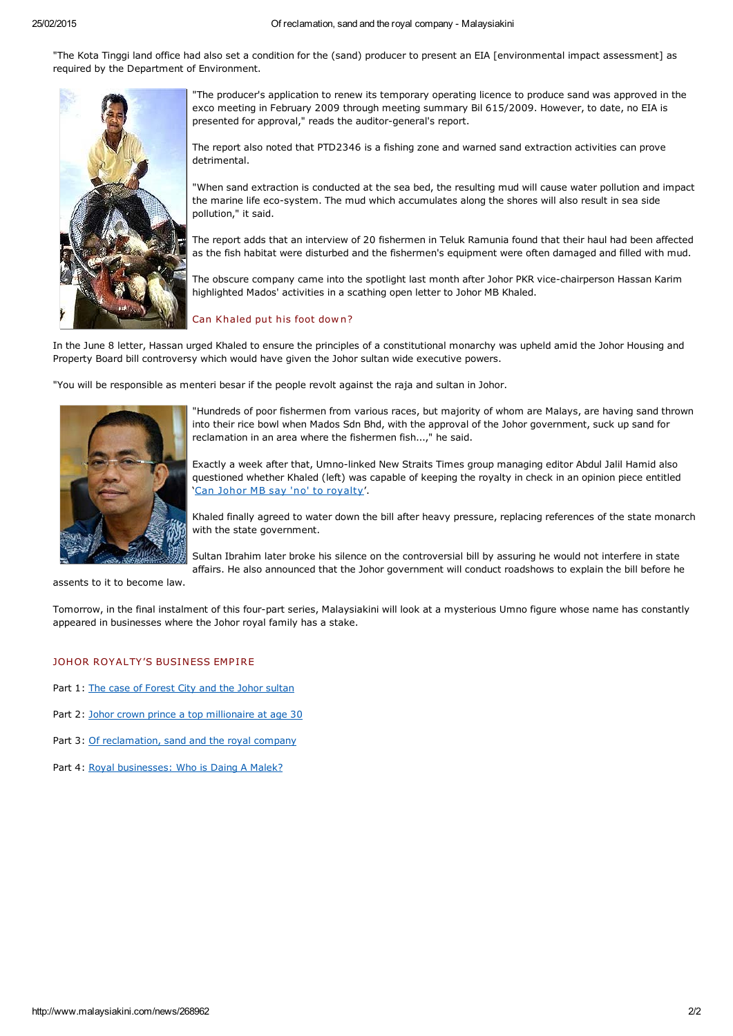"The Kota Tinggi land office had also set a condition for the (sand) producer to present an EIA [environmental impact assessment] as required by the Department of Environment.

"The producer's application to renew its temporary operating licence to produce sand was approved in the exco meeting in February 2009 through meeting summary Bil 615/2009. However, to date, no EIA is presented for approval," reads the auditor-general's report.

The report also noted that PTD2346 is a fishing zone and warned sand extraction activities can prove detrimental.

"When sand extraction is conducted at the sea bed, the resulting mud will cause water pollution and impact the marine life eco-system. The mud which accumulates along the shores will also result in sea side pollution," it said.

The report adds that an interview of 20 fishermen in Teluk Ramunia found that their haul had been affected as the fish habitat were disturbed and the fishermen's equipment were often damaged and filled with mud.

The obscure company came into the spotlight last month after Johor PKR vice-chairperson Hassan Karim highlighted Mados' activities in a scathing open letter to Johor MB Khaled.

## Can Khaled put his foot down?

In the June 8 letter, Hassan urged Khaled to ensure the principles of a constitutional monarchy was upheld amid the Johor Housing and Property Board bill controversy which would have given the Johor sultan wide executive powers.

"You will be responsible as menteri besar if the people revolt against the raja and sultan in Johor.

"Hundreds of poor fishermen from various races, but majority of whom are Malays, are having sand thrown into their rice bowl when Mados Sdn Bhd, with the approval of the Johor government, suck up sand for reclamation in an area where the fishermen fish...," he said.

Exactly a week after that, Umno-linked New Straits Times group managing editor Abdul Jalil Hamid also questioned whether Khaled (left) was capable of keeping the royalty in check in an opinion piece entitled 'Can Johor MB say 'no' to royalty'.

Khaled finally agreed to water down the bill after heavy pressure, replacing references of the state monarch with the state government.

Sultan Ibrahim later broke his silence on the controversial bill by assuring he would not interfere in state affairs. He also announced that the Johor government will conduct roadshows to explain the bill before he assents to it to become law.

Tomorrow, in the final instalment of this four-part series, Malaysiakini will look at a mysterious Umno figure whose name has constantly appeared in businesses where the Johor royal family has a stake.

## JOHOR ROYALTY'S BUSINESS EMPIRE

Part 1: The case of Forest City and the Johor sultan

Part 2: Johor crown prince a top millionaire at age 30

Part 3: Of reclamation, sand and the royal company

Part 4: Royal businesses: Who is Daing A Malek?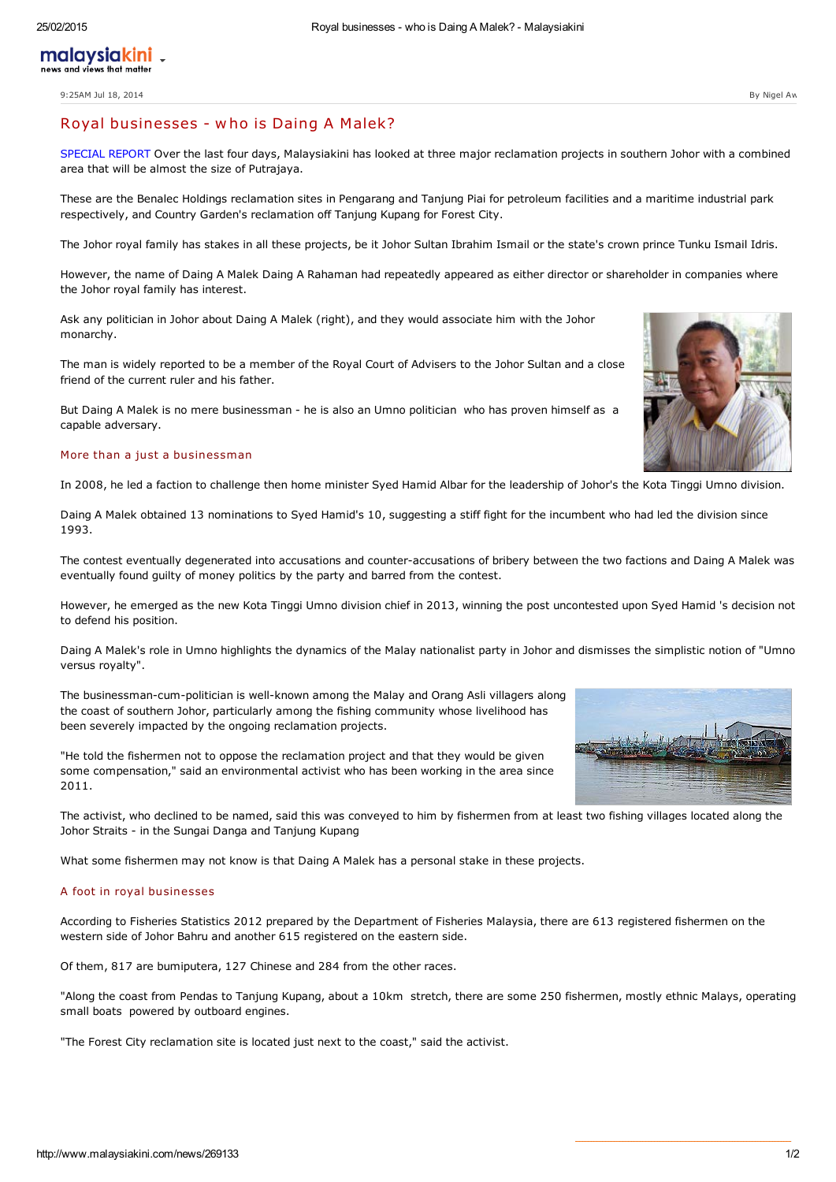9:25AM Jul 18, 2014 By Nigel Aw

# Royal businesses - who is Daing A Malek?

SPECIAL REPORT Over the last four days, Malaysiakini has looked at three major reclamation projects in southern Johor with a combined area that will be almost the size of Putrajaya.

These are the Benalec Holdings reclamation sites in Pengarang and Tanjung Piai for petroleum facilities and a maritime industrial park respectively, and Country Garden's reclamation off Tanjung Kupang for Forest City.

The Johor royal family has stakes in all these projects, be it Johor Sultan Ibrahim Ismail or the state's crown prince Tunku Ismail Idris.

However, the name of Daing A Malek Daing A Rahaman had repeatedly appeared as either director or shareholder in companies where the Johor royal family has interest.

Ask any politician in Johor about Daing A Malek (right), and they would associate him with the Johor monarchy.

The man is widely reported to be a member of the Royal Court of Advisers to the Johor Sultan and a close friend of the current ruler and his father.

But Daing A Malek is no mere businessman - he is also an Umno politician who has proven himself as a capable adversary.

## More than a just a businessman

In 2008, he led a faction to challenge then home minister Syed Hamid Albar for the leadership of Johor's the Kota Tinggi Umno division.

Daing A Malek obtained 13 nominations to Syed Hamid's 10, suggesting a stiff fight for the incumbent who had led the division since 1993.

The contest eventually degenerated into accusations and counter-accusations of bribery between the two factions and Daing A Malek was eventually found guilty of money politics by the party and barred from the contest.

However, he emerged as the new Kota Tinggi Umno division chief in 2013, winning the post uncontested upon Syed Hamid 's decision not to defend his position.

Daing A Malek's role in Umno highlights the dynamics of the Malay nationalist party in Johor and dismisses the simplistic notion of "Umno versus royalty".

The businessman-cum-politician is well-known among the Malay and Orang Asli villagers along the coast of southern Johor, particularly among the fishing community whose livelihood has been severely impacted by the ongoing reclamation projects.

"He told the fishermen not to oppose the reclamation project and that they would be given some compensation," said an environmental activist who has been working in the area since 2011.

The activist, who declined to be named, said this was conveyed to him by fishermen from at least two fishing villages located along the Johor Straits - in the Sungai Danga and Tanjung Kupang

What some fishermen may not know is that Daing A Malek has a personal stake in these projects.

## A foot in royal businesses

According to Fisheries Statistics 2012 prepared by the Department of Fisheries Malaysia, there are 613 registered fishermen on the western side of Johor Bahru and another 615 registered on the eastern side.

Of them, 817 are bumiputera, 127 Chinese and 284 from the other races.

"Along the coast from Pendas to Tanjung Kupang, about a 10km stretch, there are some 250 fishermen, mostly ethnic Malays, operating small boats powered by outboard engines.

"The Forest City reclamation site is located just next to the coast," said the activist.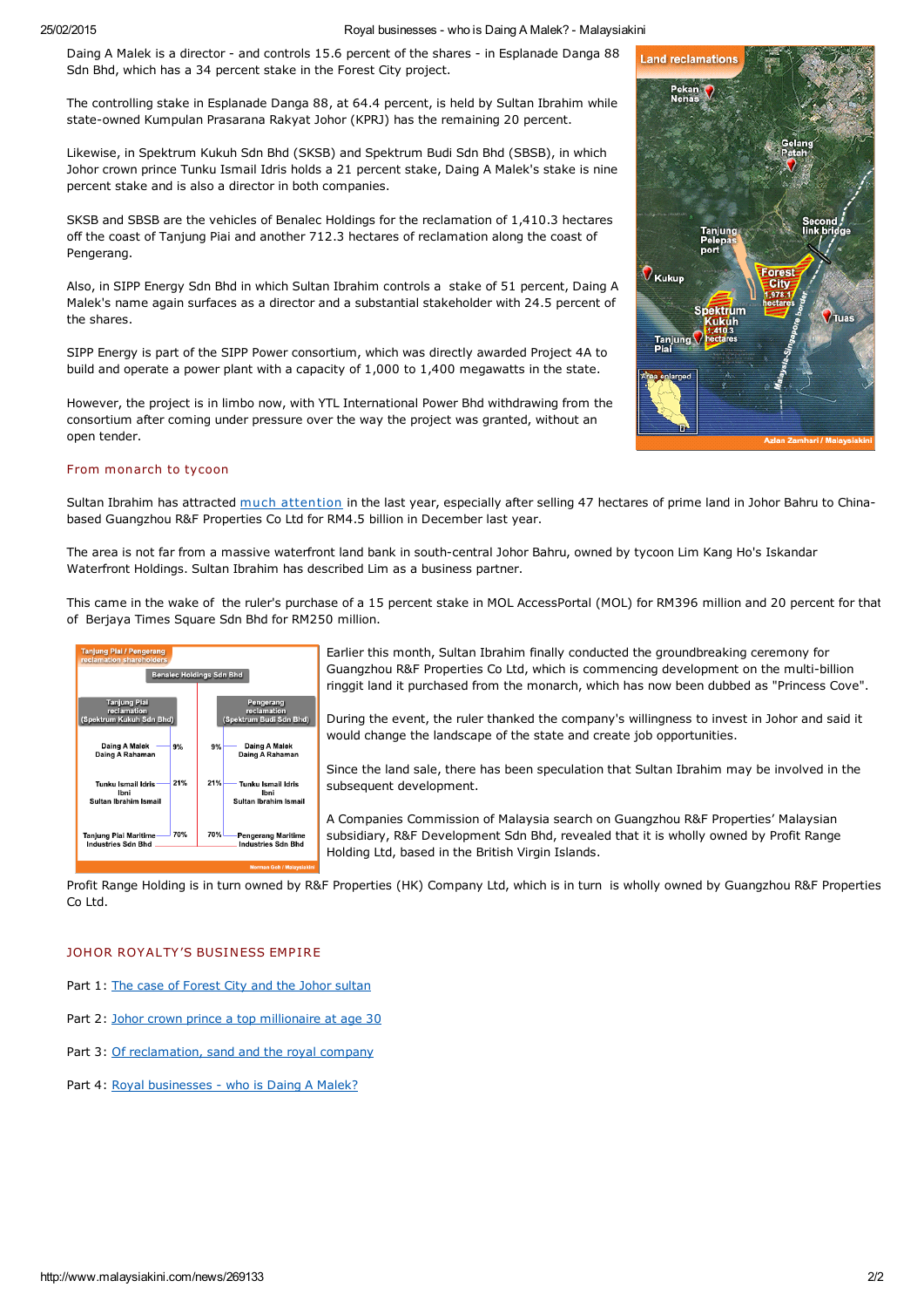Daing A Malek is a director - and controls 15.6 percent of the shares - in Esplanade Danga 88 Sdn Bhd, which has a 34 percent stake in the Forest City project.

The controlling stake in Esplanade Danga 88, at 64.4 percent, is held by Sultan Ibrahim while state-owned Kumpulan Prasarana Rakyat Johor (KPRJ) has the remaining 20 percent.

Likewise, in Spektrum Kukuh Sdn Bhd (SKSB) and Spektrum Budi Sdn Bhd (SBSB), in which Johor crown prince Tunku Ismail Idris holds a 21 percent stake, Daing A Malek's stake is nine percent stake and is also a director in both companies.

SKSB and SBSB are the vehicles of Benalec Holdings for the reclamation of 1,410.3 hectares off the coast of Tanjung Piai and another 712.3 hectares of reclamation along the coast of Pengerang.

Also, in SIPP Energy Sdn Bhd in which Sultan Ibrahim controls a stake of 51 percent, Daing A Malek's name again surfaces as a director and a substantial stakeholder with 24.5 percent of the shares.

SIPP Energy is part of the SIPP Power consortium, which was directly awarded Project 4A to build and operate a power plant with a capacity of 1,000 to 1,400 megawatts in the state.

However, the project is in limbo now, with YTL International Power Bhd withdrawing from the consortium after coming under pressure over the way the project was granted, without an open tender.

Land reclamations

Pekan Nenas

Gelang Patah

Second link bridge

Tanjung Pelepas port

Kukup

Forest City 1,978.1 hectares

Spektrum Kukuh 1,410.3 hectares

Tanjung Piai

Tuas

Malaysia-Singapore border

Area enlarged

Azlan Zamhari / Malaysiakini

## From monarch to tycoon

Sultan Ibrahim has attracted much attention in the last year, especially after selling 47 hectares of prime land in Johor Bahru to China-based Guangzhou R&F Properties Co Ltd for RM4.5 billion in December last year.

The area is not far from a massive waterfront land bank in south-central Johor Bahru, owned by tycoon Lim Kang Ho's Iskandar Waterfront Holdings. Sultan Ibrahim has described Lim as a business partner.

This came in the wake of the ruler's purchase of a 15 percent stake in MOL AccessPortal (MOL) for RM396 million and 20 percent for that of Berjaya Times Square Sdn Bhd for RM250 million.

Tanjung Piai / Pengerang reclamation shareholders

Benalec Holdings Sdn Bhd

Tanjung Piai reclamation (Spektrum Kukuh Sdn Bhd)

Pengerang reclamation (Spektrum Budi Sdn Bhd)

Daing A Malek Daing A Rahaman 9%

9% Daing A Malek Daing A Rahaman

Tunku Ismail Idris Ibni Sultan Ibrahim Ismail 21%

21% Tunku Ismail Idris Ibni Sultan Ibrahim Ismail

Tanjung Piai Maritime Industries Sdn Bhd 70%

70% Pengerang Maritime Industries Sdn Bhd

Norman Goh / Malaysiakini

Earlier this month, Sultan Ibrahim finally conducted the groundbreaking ceremony for Guangzhou R&F Properties Co Ltd, which is commencing development on the multi-billion ringgit land it purchased from the monarch, which has now been dubbed as "Princess Cove".

During the event, the ruler thanked the company's willingness to invest in Johor and said it would change the landscape of the state and create job opportunities.

Since the land sale, there has been speculation that Sultan Ibrahim may be involved in the subsequent development.

A Companies Commission of Malaysia search on Guangzhou R&F Properties' Malaysian subsidiary, R&F Development Sdn Bhd, revealed that it is wholly owned by Profit Range Holding Ltd, based in the British Virgin Islands.

Profit Range Holding is in turn owned by R&F Properties (HK) Company Ltd, which is in turn is wholly owned by Guangzhou R&F Properties Co Ltd.

## JOHOR ROYALTY'S BUSINESS EMPIRE

Part 1: The case of Forest City and the Johor sultan

Part 2: Johor crown prince a top millionaire at age 30

Part 3: Of reclamation, sand and the royal company

Part 4: Royal businesses - who is Daing A Malek?